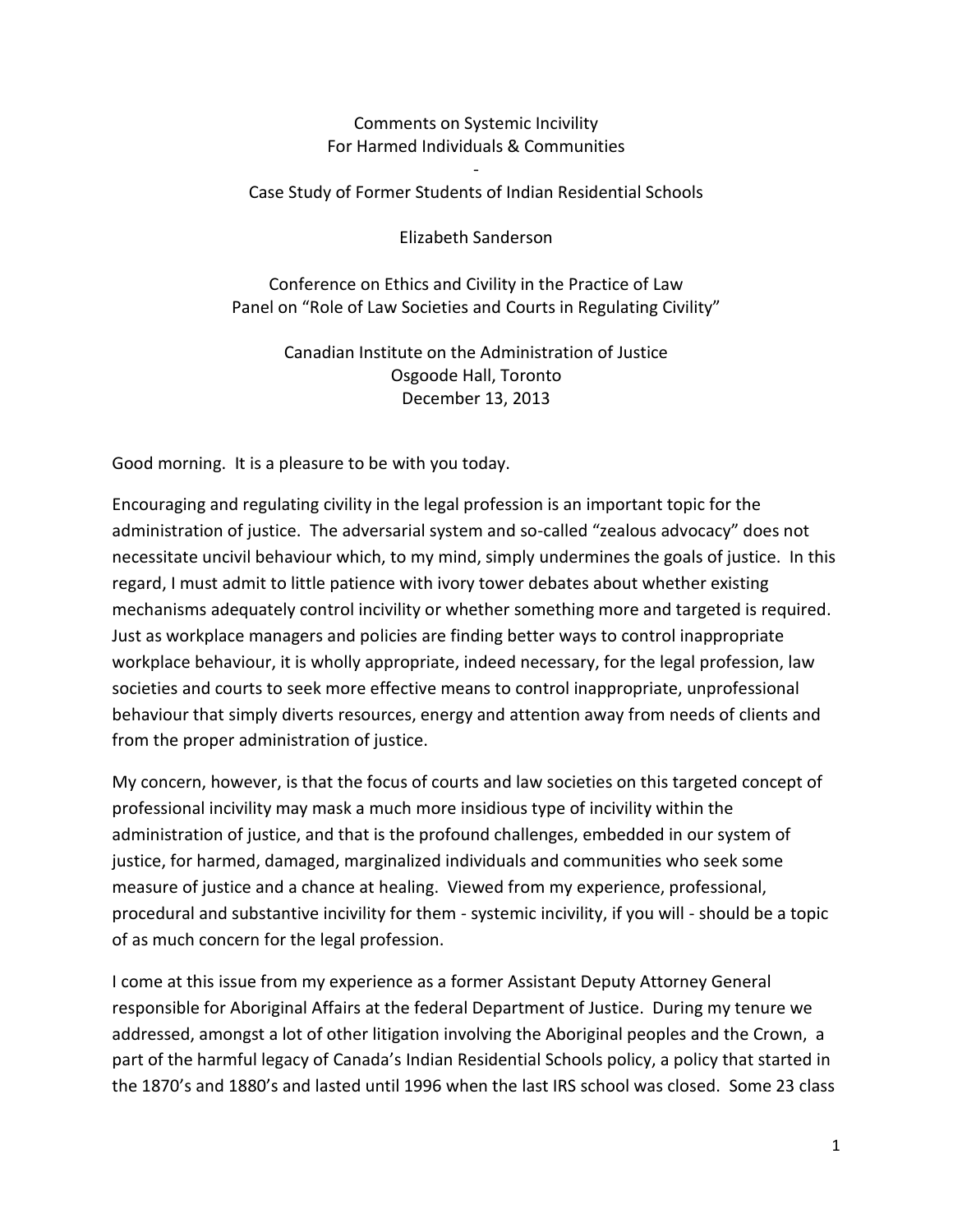# Comments on Systemic Incivility
# For Harmed Individuals & Communities

-

## Case Study of Former Students of Indian Residential Schools

Elizabeth Sanderson

Conference on Ethics and Civility in the Practice of Law
Panel on "Role of Law Societies and Courts in Regulating Civility"

Canadian Institute on the Administration of Justice
Osgoode Hall, Toronto
December 13, 2013

Good morning. It is a pleasure to be with you today.

Encouraging and regulating civility in the legal profession is an important topic for the administration of justice. The adversarial system and so-called "zealous advocacy" does not necessitate uncivil behaviour which, to my mind, simply undermines the goals of justice. In this regard, I must admit to little patience with ivory tower debates about whether existing mechanisms adequately control incivility or whether something more and targeted is required. Just as workplace managers and policies are finding better ways to control inappropriate workplace behaviour, it is wholly appropriate, indeed necessary, for the legal profession, law societies and courts to seek more effective means to control inappropriate, unprofessional behaviour that simply diverts resources, energy and attention away from needs of clients and from the proper administration of justice.

My concern, however, is that the focus of courts and law societies on this targeted concept of professional incivility may mask a much more insidious type of incivility within the administration of justice, and that is the profound challenges, embedded in our system of justice, for harmed, damaged, marginalized individuals and communities who seek some measure of justice and a chance at healing. Viewed from my experience, professional, procedural and substantive incivility for them - systemic incivility, if you will - should be a topic of as much concern for the legal profession.

I come at this issue from my experience as a former Assistant Deputy Attorney General responsible for Aboriginal Affairs at the federal Department of Justice. During my tenure we addressed, amongst a lot of other litigation involving the Aboriginal peoples and the Crown, a part of the harmful legacy of Canada's Indian Residential Schools policy, a policy that started in the 1870's and 1880's and lasted until 1996 when the last IRS school was closed. Some 23 class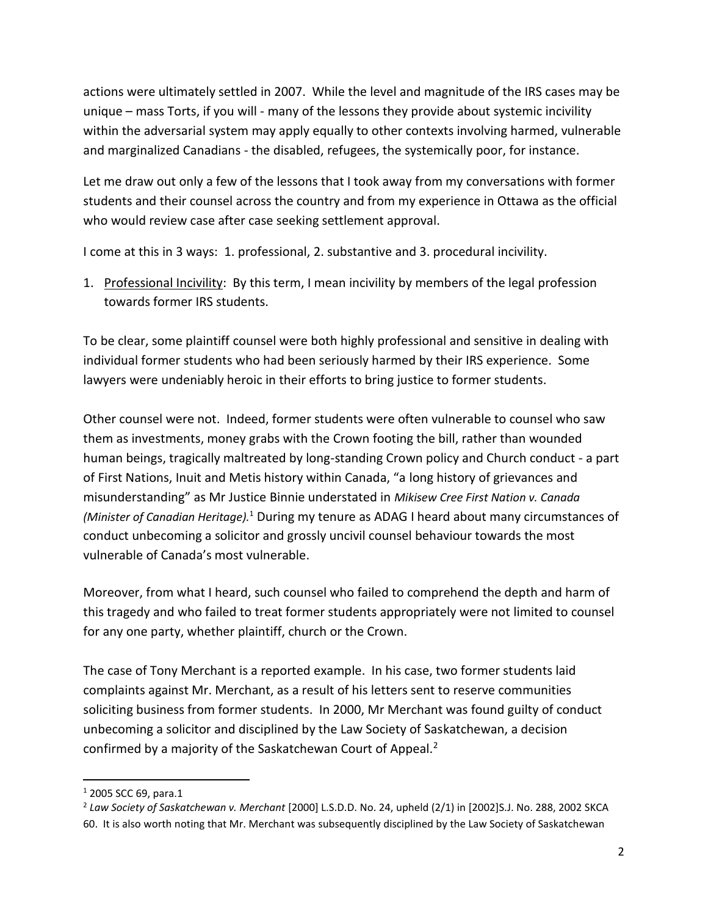actions were ultimately settled in 2007. While the level and magnitude of the IRS cases may be unique – mass Torts, if you will - many of the lessons they provide about systemic incivility within the adversarial system may apply equally to other contexts involving harmed, vulnerable and marginalized Canadians - the disabled, refugees, the systemically poor, for instance.

Let me draw out only a few of the lessons that I took away from my conversations with former students and their counsel across the country and from my experience in Ottawa as the official who would review case after case seeking settlement approval.

I come at this in 3 ways: 1. professional, 2. substantive and 3. procedural incivility.

1. <u>Professional Incivility</u>: By this term, I mean incivility by members of the legal profession towards former IRS students.

To be clear, some plaintiff counsel were both highly professional and sensitive in dealing with individual former students who had been seriously harmed by their IRS experience. Some lawyers were undeniably heroic in their efforts to bring justice to former students.

Other counsel were not. Indeed, former students were often vulnerable to counsel who saw them as investments, money grabs with the Crown footing the bill, rather than wounded human beings, tragically maltreated by long-standing Crown policy and Church conduct - a part of First Nations, Inuit and Metis history within Canada, "a long history of grievances and misunderstanding" as Mr Justice Binnie understated in *Mikisew Cree First Nation v. Canada (Minister of Canadian Heritage).*[1] During my tenure as ADAG I heard about many circumstances of conduct unbecoming a solicitor and grossly uncivil counsel behaviour towards the most vulnerable of Canada's most vulnerable.

Moreover, from what I heard, such counsel who failed to comprehend the depth and harm of this tragedy and who failed to treat former students appropriately were not limited to counsel for any one party, whether plaintiff, church or the Crown.

The case of Tony Merchant is a reported example. In his case, two former students laid complaints against Mr. Merchant, as a result of his letters sent to reserve communities soliciting business from former students. In 2000, Mr Merchant was found guilty of conduct unbecoming a solicitor and disciplined by the Law Society of Saskatchewan, a decision confirmed by a majority of the Saskatchewan Court of Appeal.[2]

---

[1] 2005 SCC 69, para.1

[2] *Law Society of Saskatchewan v. Merchant* [2000] L.S.D.D. No. 24, upheld (2/1) in [2002]S.J. No. 288, 2002 SKCA 60. It is also worth noting that Mr. Merchant was subsequently disciplined by the Law Society of Saskatchewan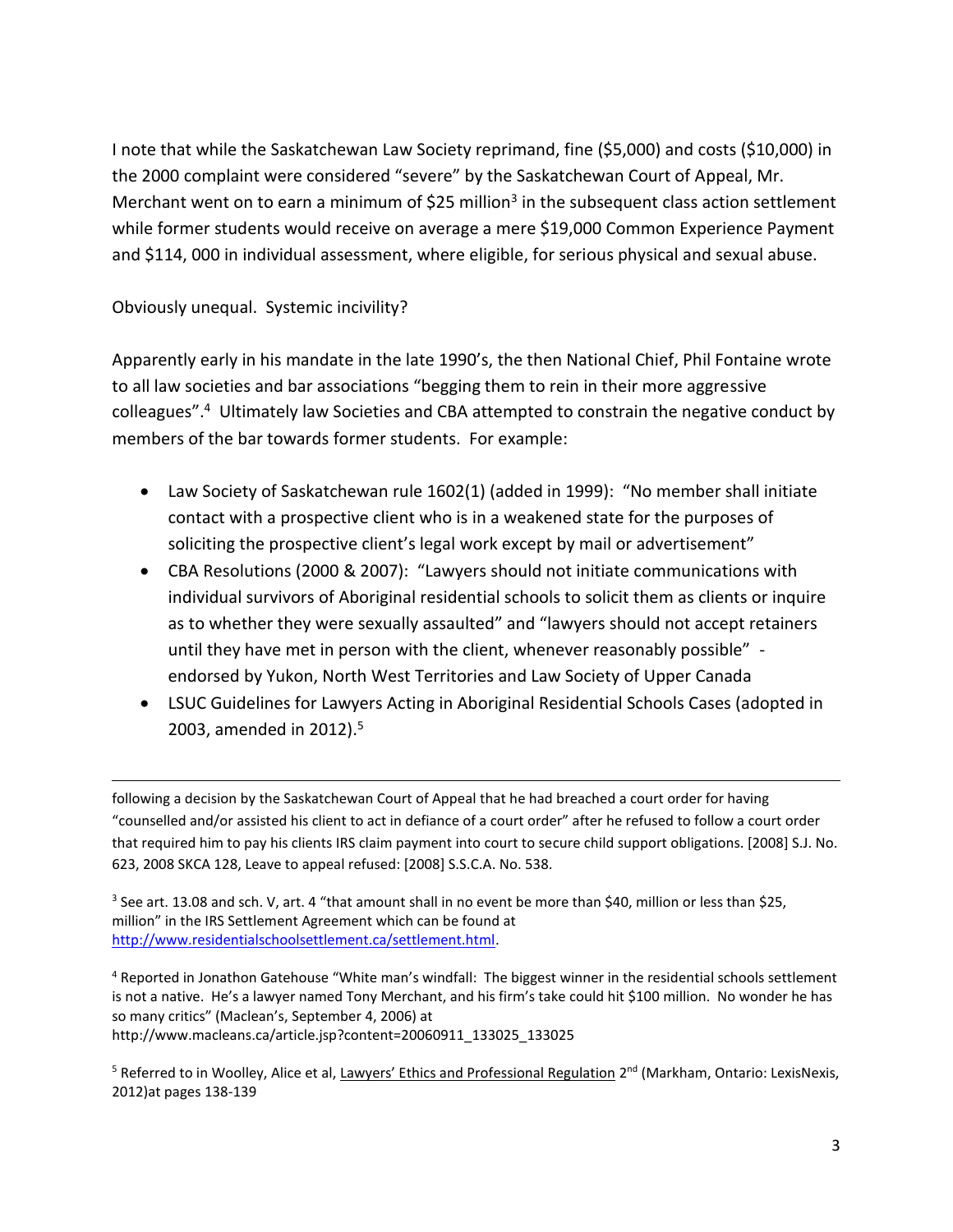I note that while the Saskatchewan Law Society reprimand, fine ($5,000) and costs ($10,000) in the 2000 complaint were considered "severe" by the Saskatchewan Court of Appeal, Mr. Merchant went on to earn a minimum of $25 million[3] in the subsequent class action settlement while former students would receive on average a mere $19,000 Common Experience Payment and $114, 000 in individual assessment, where eligible, for serious physical and sexual abuse.

Obviously unequal. Systemic incivility?

Apparently early in his mandate in the late 1990's, the then National Chief, Phil Fontaine wrote to all law societies and bar associations "begging them to rein in their more aggressive colleagues".[4] Ultimately law Societies and CBA attempted to constrain the negative conduct by members of the bar towards former students. For example:

- Law Society of Saskatchewan rule 1602(1) (added in 1999): "No member shall initiate contact with a prospective client who is in a weakened state for the purposes of soliciting the prospective client's legal work except by mail or advertisement"
- CBA Resolutions (2000 & 2007): "Lawyers should not initiate communications with individual survivors of Aboriginal residential schools to solicit them as clients or inquire as to whether they were sexually assaulted" and "lawyers should not accept retainers until they have met in person with the client, whenever reasonably possible" - endorsed by Yukon, North West Territories and Law Society of Upper Canada
- LSUC Guidelines for Lawyers Acting in Aboriginal Residential Schools Cases (adopted in 2003, amended in 2012).[5]

---

following a decision by the Saskatchewan Court of Appeal that he had breached a court order for having "counselled and/or assisted his client to act in defiance of a court order" after he refused to follow a court order that required him to pay his clients IRS claim payment into court to secure child support obligations. [2008] S.J. No. 623, 2008 SKCA 128, Leave to appeal refused: [2008] S.S.C.A. No. 538.

[3] See art. 13.08 and sch. V, art. 4 "that amount shall in no event be more than $40, million or less than $25, million" in the IRS Settlement Agreement which can be found at http://www.residentialschoolsettlement.ca/settlement.html.

[4] Reported in Jonathon Gatehouse "White man's windfall: The biggest winner in the residential schools settlement is not a native. He's a lawyer named Tony Merchant, and his firm's take could hit $100 million. No wonder he has so many critics" (Maclean's, September 4, 2006) at http://www.macleans.ca/article.jsp?content=20060911_133025_133025

[5] Referred to in Woolley, Alice et al, Lawyers' Ethics and Professional Regulation 2nd (Markham, Ontario: LexisNexis, 2012)at pages 138-139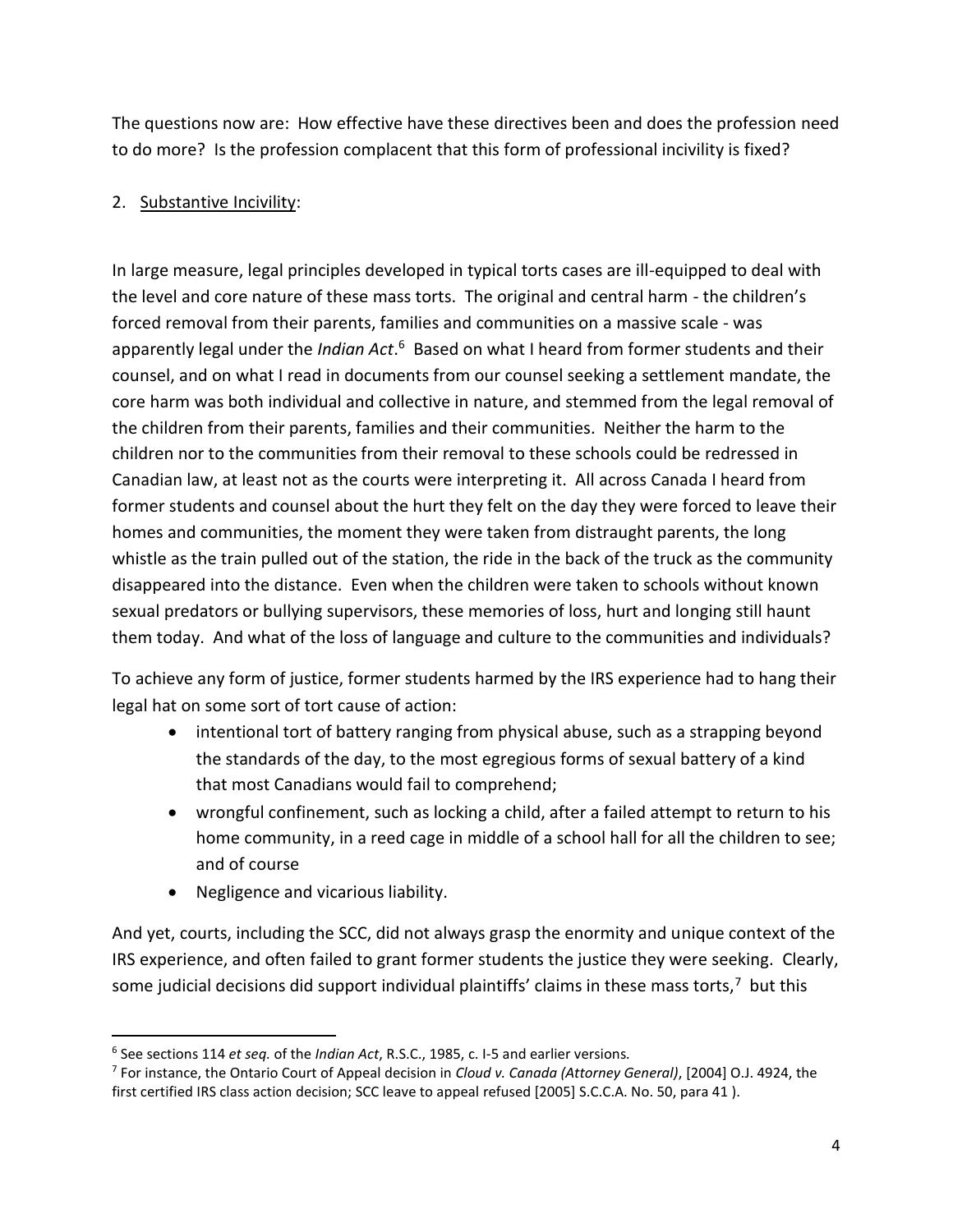The questions now are: How effective have these directives been and does the profession need to do more? Is the profession complacent that this form of professional incivility is fixed?

2. <u>Substantive Incivility</u>:

In large measure, legal principles developed in typical torts cases are ill-equipped to deal with the level and core nature of these mass torts. The original and central harm - the children's forced removal from their parents, families and communities on a massive scale - was apparently legal under the *Indian Act*.[6] Based on what I heard from former students and their counsel, and on what I read in documents from our counsel seeking a settlement mandate, the core harm was both individual and collective in nature, and stemmed from the legal removal of the children from their parents, families and their communities. Neither the harm to the children nor to the communities from their removal to these schools could be redressed in Canadian law, at least not as the courts were interpreting it. All across Canada I heard from former students and counsel about the hurt they felt on the day they were forced to leave their homes and communities, the moment they were taken from distraught parents, the long whistle as the train pulled out of the station, the ride in the back of the truck as the community disappeared into the distance. Even when the children were taken to schools without known sexual predators or bullying supervisors, these memories of loss, hurt and longing still haunt them today. And what of the loss of language and culture to the communities and individuals?

To achieve any form of justice, former students harmed by the IRS experience had to hang their legal hat on some sort of tort cause of action:

- intentional tort of battery ranging from physical abuse, such as a strapping beyond the standards of the day, to the most egregious forms of sexual battery of a kind that most Canadians would fail to comprehend;
- wrongful confinement, such as locking a child, after a failed attempt to return to his home community, in a reed cage in middle of a school hall for all the children to see; and of course
- Negligence and vicarious liability.

And yet, courts, including the SCC, did not always grasp the enormity and unique context of the IRS experience, and often failed to grant former students the justice they were seeking. Clearly, some judicial decisions did support individual plaintiffs' claims in these mass torts,[7] but this

---

[6] See sections 114 *et seq.* of the *Indian Act*, R.S.C., 1985, c. I-5 and earlier versions.

[7] For instance, the Ontario Court of Appeal decision in *Cloud v. Canada (Attorney General)*, [2004] O.J. 4924, the first certified IRS class action decision; SCC leave to appeal refused [2005] S.C.C.A. No. 50, para 41 ).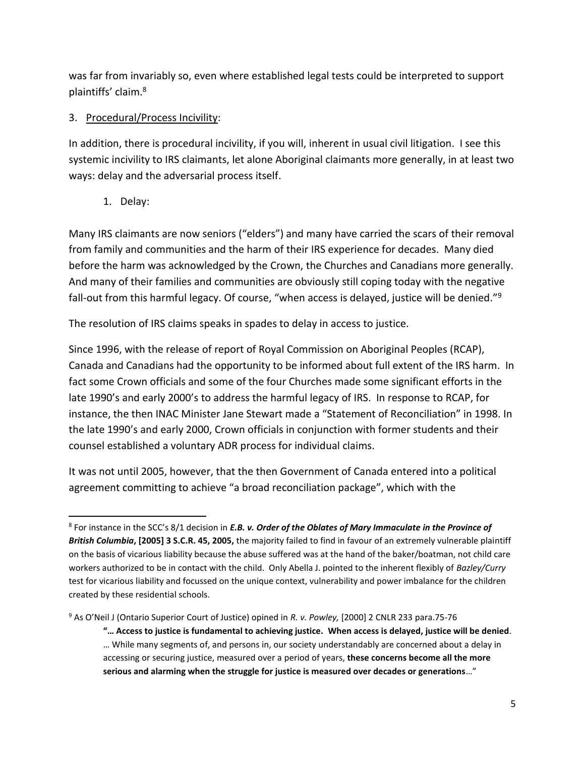was far from invariably so, even where established legal tests could be interpreted to support plaintiffs' claim.[8]

3. <u>Procedural/Process Incivility</u>:

In addition, there is procedural incivility, if you will, inherent in usual civil litigation. I see this systemic incivility to IRS claimants, let alone Aboriginal claimants more generally, in at least two ways: delay and the adversarial process itself.

1. Delay:

Many IRS claimants are now seniors ("elders") and many have carried the scars of their removal from family and communities and the harm of their IRS experience for decades. Many died before the harm was acknowledged by the Crown, the Churches and Canadians more generally. And many of their families and communities are obviously still coping today with the negative fall-out from this harmful legacy. Of course, "when access is delayed, justice will be denied."[9]

The resolution of IRS claims speaks in spades to delay in access to justice.

Since 1996, with the release of report of Royal Commission on Aboriginal Peoples (RCAP), Canada and Canadians had the opportunity to be informed about full extent of the IRS harm. In fact some Crown officials and some of the four Churches made some significant efforts in the late 1990's and early 2000's to address the harmful legacy of IRS. In response to RCAP, for instance, the then INAC Minister Jane Stewart made a "Statement of Reconciliation" in 1998. In the late 1990's and early 2000, Crown officials in conjunction with former students and their counsel established a voluntary ADR process for individual claims.

It was not until 2005, however, that the then Government of Canada entered into a political agreement committing to achieve "a broad reconciliation package", which with the

---

[8] For instance in the SCC's 8/1 decision in ***E.B. v. Order of the Oblates of Mary Immaculate in the Province of British Columbia*, [2005] 3 S.C.R. 45, 2005,** the majority failed to find in favour of an extremely vulnerable plaintiff on the basis of vicarious liability because the abuse suffered was at the hand of the baker/boatman, not child care workers authorized to be in contact with the child. Only Abella J. pointed to the inherent flexibly of *Bazley/Curry* test for vicarious liability and focussed on the unique context, vulnerability and power imbalance for the children created by these residential schools.

[9] As O'Neil J (Ontario Superior Court of Justice) opined in *R. v. Powley,* [2000] 2 CNLR 233 para.75-76

> **"… Access to justice is fundamental to achieving justice. When access is delayed, justice will be denied**. … While many segments of, and persons in, our society understandably are concerned about a delay in accessing or securing justice, measured over a period of years, **these concerns become all the more serious and alarming when the struggle for justice is measured over decades or generations**…"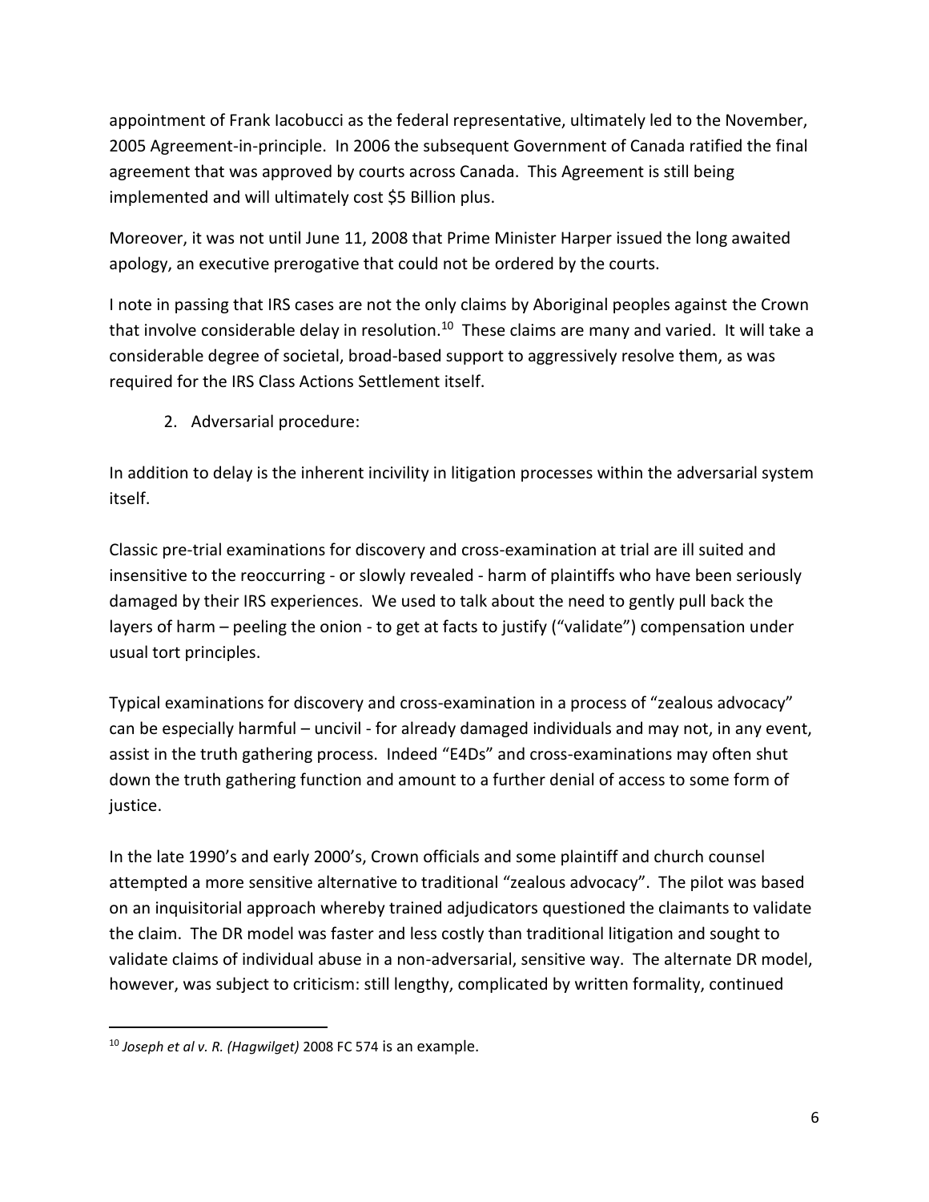appointment of Frank Iacobucci as the federal representative, ultimately led to the November, 2005 Agreement-in-principle. In 2006 the subsequent Government of Canada ratified the final agreement that was approved by courts across Canada. This Agreement is still being implemented and will ultimately cost $5 Billion plus.

Moreover, it was not until June 11, 2008 that Prime Minister Harper issued the long awaited apology, an executive prerogative that could not be ordered by the courts.

I note in passing that IRS cases are not the only claims by Aboriginal peoples against the Crown that involve considerable delay in resolution.[10] These claims are many and varied. It will take a considerable degree of societal, broad-based support to aggressively resolve them, as was required for the IRS Class Actions Settlement itself.

2. Adversarial procedure:

In addition to delay is the inherent incivility in litigation processes within the adversarial system itself.

Classic pre-trial examinations for discovery and cross-examination at trial are ill suited and insensitive to the reoccurring - or slowly revealed - harm of plaintiffs who have been seriously damaged by their IRS experiences. We used to talk about the need to gently pull back the layers of harm – peeling the onion - to get at facts to justify ("validate") compensation under usual tort principles.

Typical examinations for discovery and cross-examination in a process of "zealous advocacy" can be especially harmful – uncivil - for already damaged individuals and may not, in any event, assist in the truth gathering process. Indeed "E4Ds" and cross-examinations may often shut down the truth gathering function and amount to a further denial of access to some form of justice.

In the late 1990's and early 2000's, Crown officials and some plaintiff and church counsel attempted a more sensitive alternative to traditional "zealous advocacy". The pilot was based on an inquisitorial approach whereby trained adjudicators questioned the claimants to validate the claim. The DR model was faster and less costly than traditional litigation and sought to validate claims of individual abuse in a non-adversarial, sensitive way. The alternate DR model, however, was subject to criticism: still lengthy, complicated by written formality, continued

---

[10] *Joseph et al v. R. (Hagwilget)* 2008 FC 574 is an example.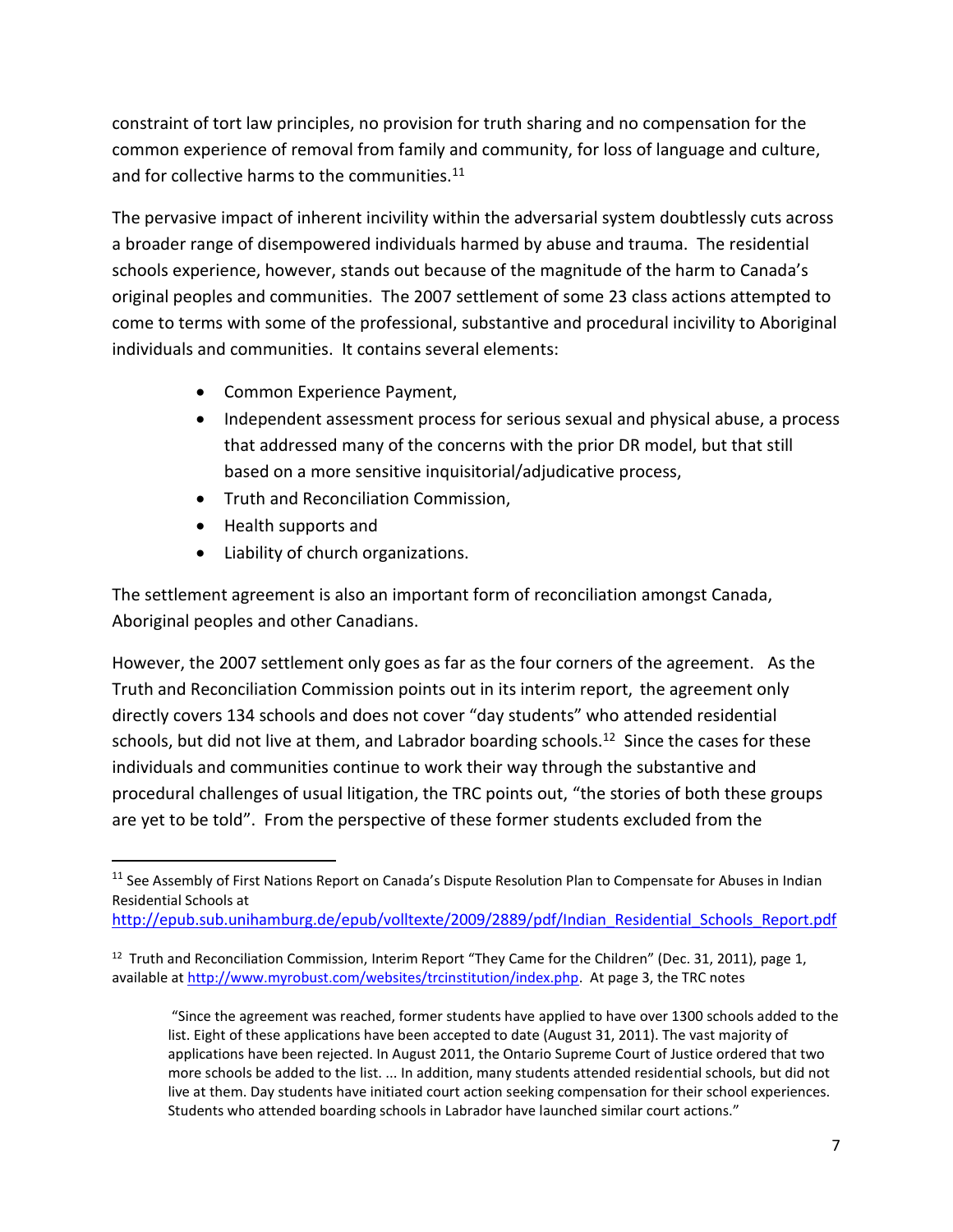constraint of tort law principles, no provision for truth sharing and no compensation for the common experience of removal from family and community, for loss of language and culture, and for collective harms to the communities.[11]

The pervasive impact of inherent incivility within the adversarial system doubtlessly cuts across a broader range of disempowered individuals harmed by abuse and trauma. The residential schools experience, however, stands out because of the magnitude of the harm to Canada's original peoples and communities. The 2007 settlement of some 23 class actions attempted to come to terms with some of the professional, substantive and procedural incivility to Aboriginal individuals and communities. It contains several elements:

- Common Experience Payment,
- Independent assessment process for serious sexual and physical abuse, a process that addressed many of the concerns with the prior DR model, but that still based on a more sensitive inquisitorial/adjudicative process,
- Truth and Reconciliation Commission,
- Health supports and
- Liability of church organizations.

The settlement agreement is also an important form of reconciliation amongst Canada, Aboriginal peoples and other Canadians.

However, the 2007 settlement only goes as far as the four corners of the agreement. As the Truth and Reconciliation Commission points out in its interim report, the agreement only directly covers 134 schools and does not cover "day students" who attended residential schools, but did not live at them, and Labrador boarding schools.[12] Since the cases for these individuals and communities continue to work their way through the substantive and procedural challenges of usual litigation, the TRC points out, "the stories of both these groups are yet to be told". From the perspective of these former students excluded from the

---

[11] See Assembly of First Nations Report on Canada's Dispute Resolution Plan to Compensate for Abuses in Indian Residential Schools at http://epub.sub.unihamburg.de/epub/volltexte/2009/2889/pdf/Indian_Residential_Schools_Report.pdf

[12] Truth and Reconciliation Commission, Interim Report "They Came for the Children" (Dec. 31, 2011), page 1, available at http://www.myrobust.com/websites/trcinstitution/index.php. At page 3, the TRC notes

> "Since the agreement was reached, former students have applied to have over 1300 schools added to the list. Eight of these applications have been accepted to date (August 31, 2011). The vast majority of applications have been rejected. In August 2011, the Ontario Supreme Court of Justice ordered that two more schools be added to the list. ... In addition, many students attended residential schools, but did not live at them. Day students have initiated court action seeking compensation for their school experiences. Students who attended boarding schools in Labrador have launched similar court actions."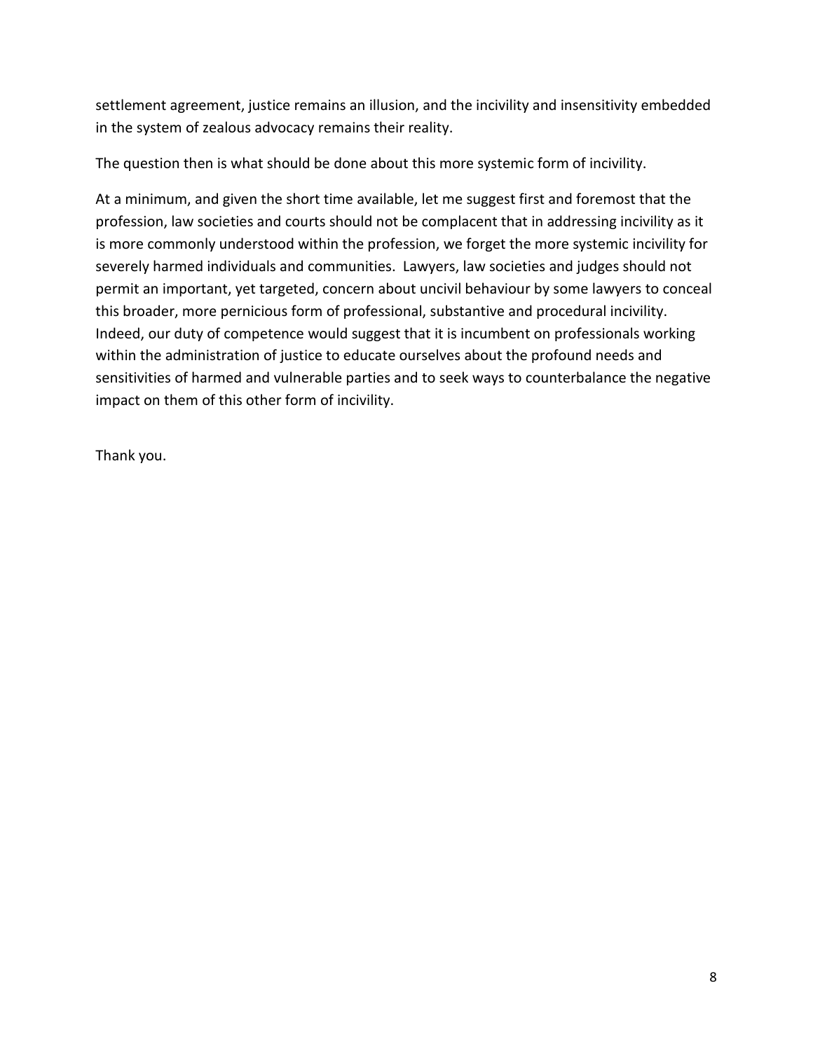settlement agreement, justice remains an illusion, and the incivility and insensitivity embedded in the system of zealous advocacy remains their reality.

The question then is what should be done about this more systemic form of incivility.

At a minimum, and given the short time available, let me suggest first and foremost that the profession, law societies and courts should not be complacent that in addressing incivility as it is more commonly understood within the profession, we forget the more systemic incivility for severely harmed individuals and communities. Lawyers, law societies and judges should not permit an important, yet targeted, concern about uncivil behaviour by some lawyers to conceal this broader, more pernicious form of professional, substantive and procedural incivility. Indeed, our duty of competence would suggest that it is incumbent on professionals working within the administration of justice to educate ourselves about the profound needs and sensitivities of harmed and vulnerable parties and to seek ways to counterbalance the negative impact on them of this other form of incivility.

Thank you.